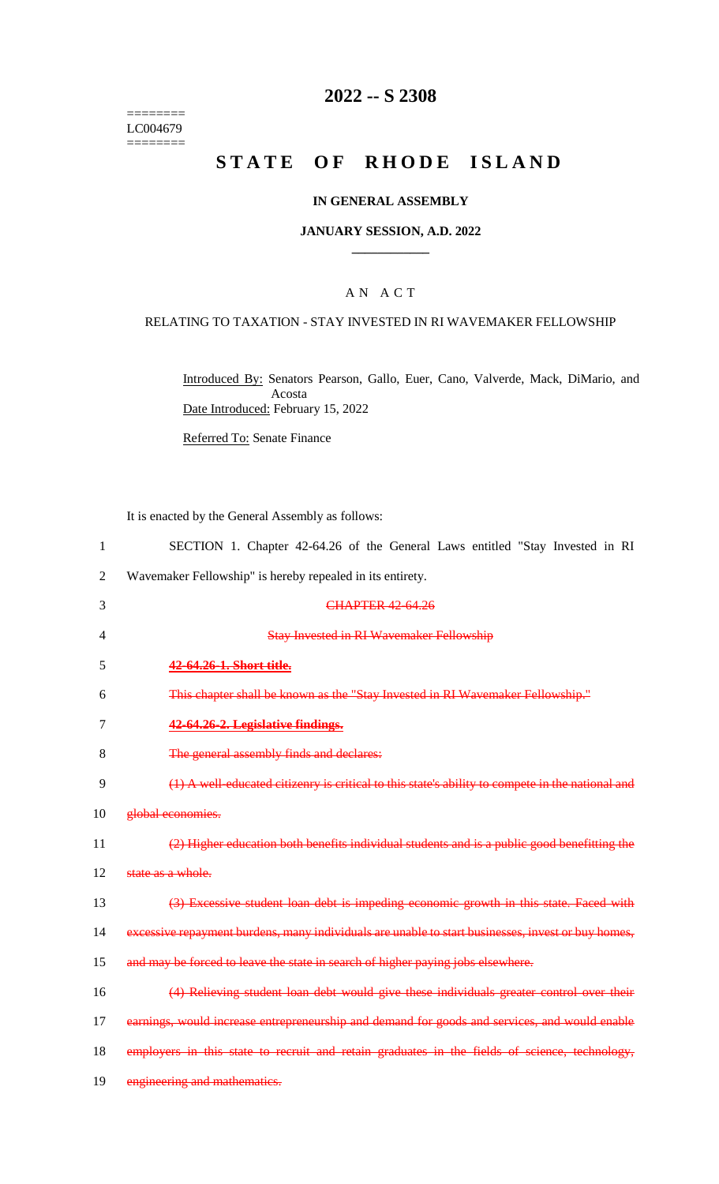========
LC004679
========

# 2022 -- S 2308

# STATE OF RHODE ISLAND

### IN GENERAL ASSEMBLY

### JANUARY SESSION, A.D. 2022

## A N A C T

### RELATING TO TAXATION - STAY INVESTED IN RI WAVEMAKER FELLOWSHIP

Introduced By: Senators Pearson, Gallo, Euer, Cano, Valverde, Mack, DiMario, and Acosta

Date Introduced: February 15, 2022

Referred To: Senate Finance

It is enacted by the General Assembly as follows:

SECTION 1. Chapter 42-64.26 of the General Laws entitled "Stay Invested in RI Wavemaker Fellowship" is hereby repealed in its entirety.

~~CHAPTER 42-64.26~~

~~Stay Invested in RI Wavemaker Fellowship~~

~~**42-64.26-1. Short title.**~~

~~This chapter shall be known as the "Stay Invested in RI Wavemaker Fellowship."~~

~~**42-64.26-2. Legislative findings.**~~

~~The general assembly finds and declares:~~

~~(1) A well-educated citizenry is critical to this state's ability to compete in the national and global economies.~~

~~(2) Higher education both benefits individual students and is a public good benefitting the state as a whole.~~

~~(3) Excessive student loan debt is impeding economic growth in this state. Faced with excessive repayment burdens, many individuals are unable to start businesses, invest or buy homes, and may be forced to leave the state in search of higher paying jobs elsewhere.~~

~~(4) Relieving student loan debt would give these individuals greater control over their earnings, would increase entrepreneurship and demand for goods and services, and would enable employers in this state to recruit and retain graduates in the fields of science, technology, engineering and mathematics.~~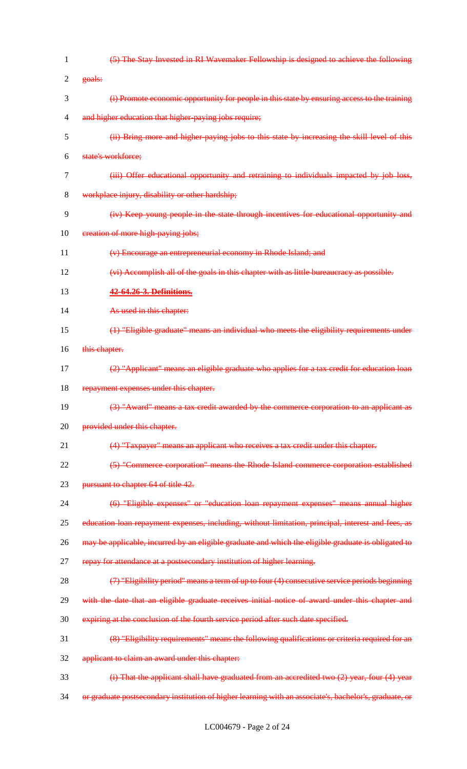~~(5) The Stay Invested in RI Wavemaker Fellowship is designed to achieve the following goals:~~

~~(i) Promote economic opportunity for people in this state by ensuring access to the training and higher education that higher-paying jobs require;~~

~~(ii) Bring more and higher-paying jobs to this state by increasing the skill level of this state's workforce;~~

~~(iii) Offer educational opportunity and retraining to individuals impacted by job loss, workplace injury, disability or other hardship;~~

~~(iv) Keep young people in the state through incentives for educational opportunity and creation of more high-paying jobs;~~

~~(v) Encourage an entrepreneurial economy in Rhode Island; and~~

~~(vi) Accomplish all of the goals in this chapter with as little bureaucracy as possible.~~

~~**42-64.26-3. Definitions.**~~

~~As used in this chapter:~~

~~(1) "Eligible graduate" means an individual who meets the eligibility requirements under this chapter.~~

~~(2) "Applicant" means an eligible graduate who applies for a tax credit for education loan repayment expenses under this chapter.~~

~~(3) "Award" means a tax credit awarded by the commerce corporation to an applicant as provided under this chapter.~~

~~(4) "Taxpayer" means an applicant who receives a tax credit under this chapter.~~

~~(5) "Commerce corporation" means the Rhode Island commerce corporation established pursuant to chapter 64 of title 42.~~

~~(6) "Eligible expenses" or "education loan repayment expenses" means annual higher education loan repayment expenses, including, without limitation, principal, interest and fees, as may be applicable, incurred by an eligible graduate and which the eligible graduate is obligated to repay for attendance at a postsecondary institution of higher learning.~~

~~(7) "Eligibility period" means a term of up to four (4) consecutive service periods beginning with the date that an eligible graduate receives initial notice of award under this chapter and expiring at the conclusion of the fourth service period after such date specified.~~

~~(8) "Eligibility requirements" means the following qualifications or criteria required for an applicant to claim an award under this chapter:~~

~~(i) That the applicant shall have graduated from an accredited two (2) year, four (4) year or graduate postsecondary institution of higher learning with an associate's, bachelor's, graduate, or~~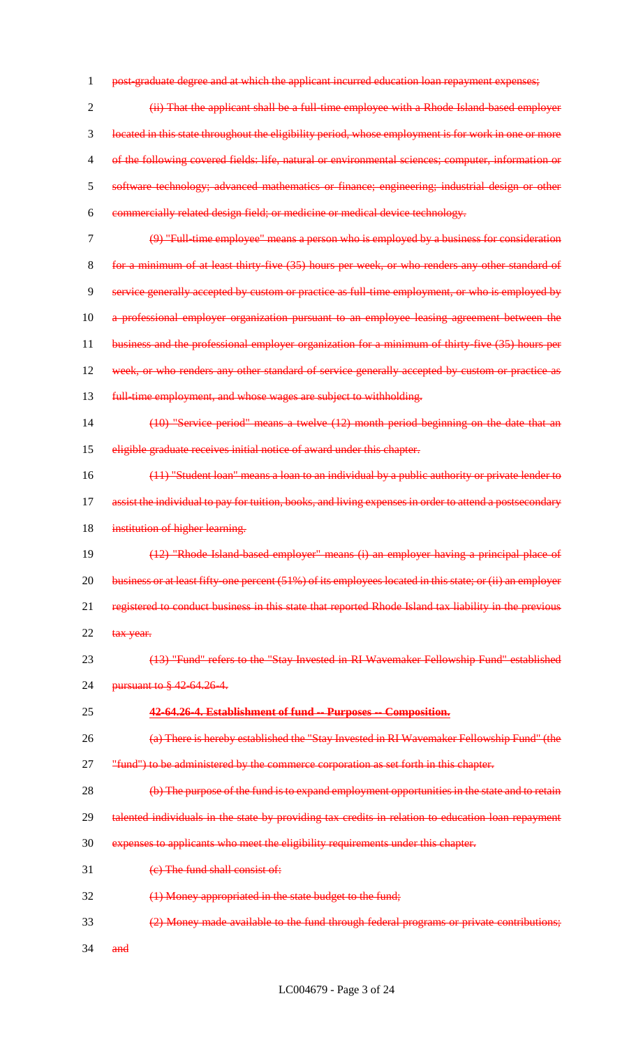post-graduate degree and at which the applicant incurred education loan repayment expenses;

(ii) That the applicant shall be a full-time employee with a Rhode Island-based employer located in this state throughout the eligibility period, whose employment is for work in one or more of the following covered fields: life, natural or environmental sciences; computer, information or software technology; advanced mathematics or finance; engineering; industrial design or other commercially related design field; or medicine or medical device technology.

(9) "Full-time employee" means a person who is employed by a business for consideration for a minimum of at least thirty-five (35) hours per week, or who renders any other standard of service generally accepted by custom or practice as full-time employment, or who is employed by a professional employer organization pursuant to an employee leasing agreement between the business and the professional employer organization for a minimum of thirty-five (35) hours per week, or who renders any other standard of service generally accepted by custom or practice as full-time employment, and whose wages are subject to withholding.

(10) "Service period" means a twelve (12) month period beginning on the date that an eligible graduate receives initial notice of award under this chapter.

(11) "Student loan" means a loan to an individual by a public authority or private lender to assist the individual to pay for tuition, books, and living expenses in order to attend a postsecondary institution of higher learning.

(12) "Rhode Island-based employer" means (i) an employer having a principal place of business or at least fifty-one percent (51%) of its employees located in this state; or (ii) an employer registered to conduct business in this state that reported Rhode Island tax liability in the previous tax year.

(13) "Fund" refers to the "Stay Invested in RI Wavemaker Fellowship Fund" established pursuant to § 42-64.26-4.

**42-64.26-4. Establishment of fund -- Purposes -- Composition.**

(a) There is hereby established the "Stay Invested in RI Wavemaker Fellowship Fund" (the "fund") to be administered by the commerce corporation as set forth in this chapter.

(b) The purpose of the fund is to expand employment opportunities in the state and to retain talented individuals in the state by providing tax credits in relation to education loan repayment expenses to applicants who meet the eligibility requirements under this chapter.

(c) The fund shall consist of:

(1) Money appropriated in the state budget to the fund;

(2) Money made available to the fund through federal programs or private contributions; and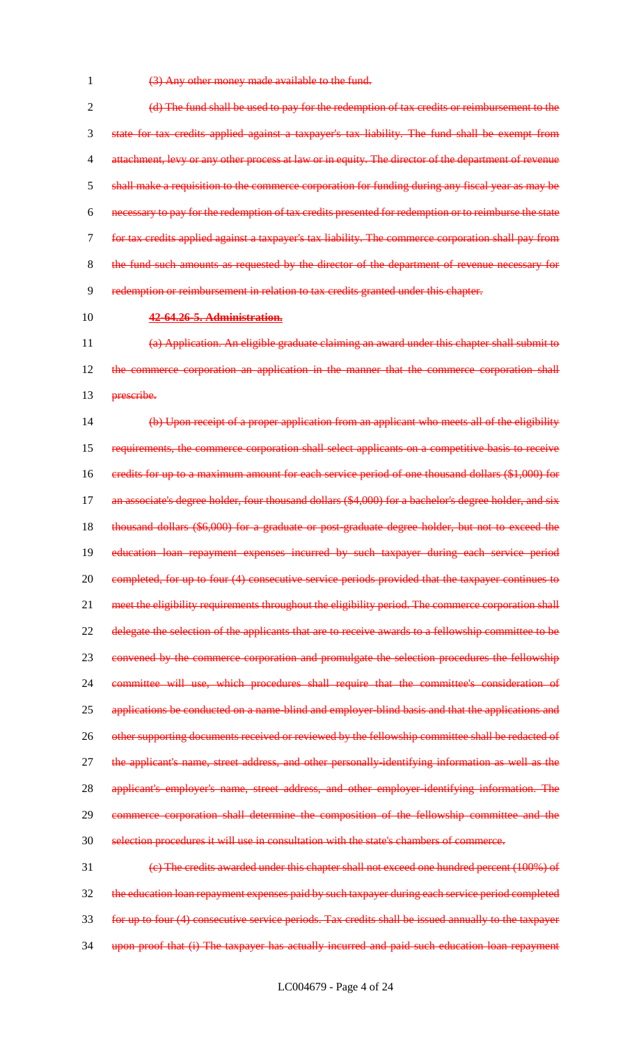~~(3) Any other money made available to the fund.~~

~~(d) The fund shall be used to pay for the redemption of tax credits or reimbursement to the state for tax credits applied against a taxpayer's tax liability. The fund shall be exempt from attachment, levy or any other process at law or in equity. The director of the department of revenue shall make a requisition to the commerce corporation for funding during any fiscal year as may be necessary to pay for the redemption of tax credits presented for redemption or to reimburse the state for tax credits applied against a taxpayer's tax liability. The commerce corporation shall pay from the fund such amounts as requested by the director of the department of revenue necessary for redemption or reimbursement in relation to tax credits granted under this chapter.~~

~~**42-64.26-5. Administration.**~~

~~(a) Application. An eligible graduate claiming an award under this chapter shall submit to the commerce corporation an application in the manner that the commerce corporation shall prescribe.~~

~~(b) Upon receipt of a proper application from an applicant who meets all of the eligibility requirements, the commerce corporation shall select applicants on a competitive basis to receive credits for up to a maximum amount for each service period of one thousand dollars ($1,000) for an associate's degree holder, four thousand dollars ($4,000) for a bachelor's degree holder, and six thousand dollars ($6,000) for a graduate or post-graduate degree holder, but not to exceed the education loan repayment expenses incurred by such taxpayer during each service period completed, for up to four (4) consecutive service periods provided that the taxpayer continues to meet the eligibility requirements throughout the eligibility period. The commerce corporation shall delegate the selection of the applicants that are to receive awards to a fellowship committee to be convened by the commerce corporation and promulgate the selection procedures the fellowship committee will use, which procedures shall require that the committee's consideration of applications be conducted on a name-blind and employer-blind basis and that the applications and other supporting documents received or reviewed by the fellowship committee shall be redacted of the applicant's name, street address, and other personally-identifying information as well as the applicant's employer's name, street address, and other employer-identifying information. The commerce corporation shall determine the composition of the fellowship committee and the selection procedures it will use in consultation with the state's chambers of commerce.~~

~~(c) The credits awarded under this chapter shall not exceed one hundred percent (100%) of the education loan repayment expenses paid by such taxpayer during each service period completed for up to four (4) consecutive service periods. Tax credits shall be issued annually to the taxpayer upon proof that (i) The taxpayer has actually incurred and paid such education loan repayment~~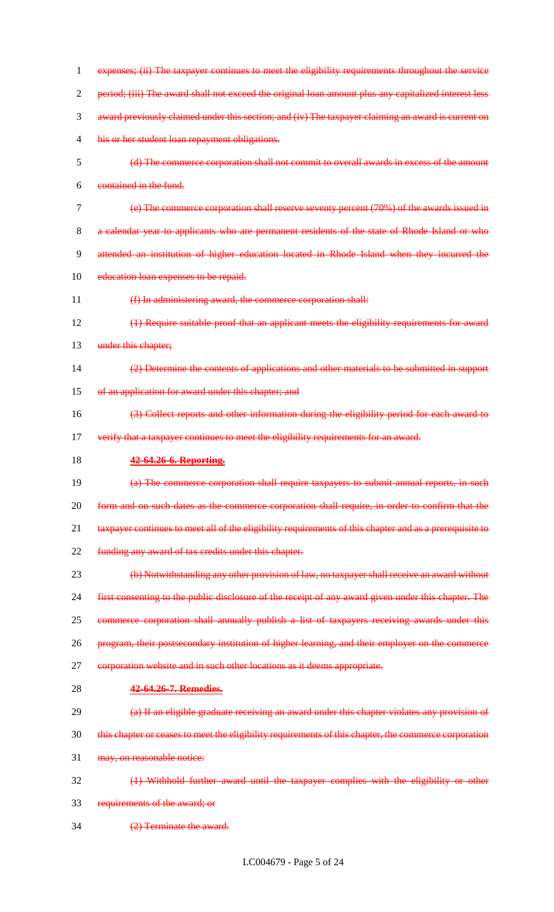~~expenses; (ii) The taxpayer continues to meet the eligibility requirements throughout the service period; (iii) The award shall not exceed the original loan amount plus any capitalized interest less award previously claimed under this section; and (iv) The taxpayer claiming an award is current on his or her student loan repayment obligations.~~

~~(d) The commerce corporation shall not commit to overall awards in excess of the amount contained in the fund.~~

~~(e) The commerce corporation shall reserve seventy percent (70%) of the awards issued in a calendar year to applicants who are permanent residents of the state of Rhode Island or who attended an institution of higher education located in Rhode Island when they incurred the education loan expenses to be repaid.~~

~~(f) In administering award, the commerce corporation shall:~~

~~(1) Require suitable proof that an applicant meets the eligibility requirements for award under this chapter;~~

~~(2) Determine the contents of applications and other materials to be submitted in support of an application for award under this chapter; and~~

~~(3) Collect reports and other information during the eligibility period for each award to verify that a taxpayer continues to meet the eligibility requirements for an award.~~

~~**42-64.26-6. Reporting.**~~

~~(a) The commerce corporation shall require taxpayers to submit annual reports, in such form and on such dates as the commerce corporation shall require, in order to confirm that the taxpayer continues to meet all of the eligibility requirements of this chapter and as a prerequisite to funding any award of tax credits under this chapter.~~

~~(b) Notwithstanding any other provision of law, no taxpayer shall receive an award without first consenting to the public disclosure of the receipt of any award given under this chapter. The commerce corporation shall annually publish a list of taxpayers receiving awards under this program, their postsecondary institution of higher learning, and their employer on the commerce corporation website and in such other locations as it deems appropriate.~~

~~**42-64.26-7. Remedies.**~~

~~(a) If an eligible graduate receiving an award under this chapter violates any provision of this chapter or ceases to meet the eligibility requirements of this chapter, the commerce corporation may, on reasonable notice:~~

~~(1) Withhold further award until the taxpayer complies with the eligibility or other requirements of the award; or~~

~~(2) Terminate the award.~~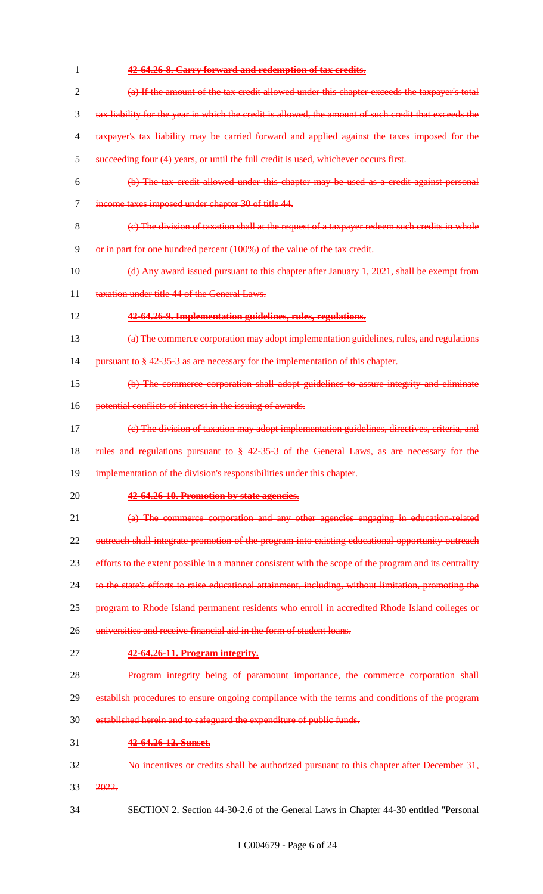~~**42-64.26-8. Carry forward and redemption of tax credits.**~~

~~(a) If the amount of the tax credit allowed under this chapter exceeds the taxpayer's total tax liability for the year in which the credit is allowed, the amount of such credit that exceeds the taxpayer's tax liability may be carried forward and applied against the taxes imposed for the succeeding four (4) years, or until the full credit is used, whichever occurs first.~~

~~(b) The tax credit allowed under this chapter may be used as a credit against personal income taxes imposed under chapter 30 of title 44.~~

~~(c) The division of taxation shall at the request of a taxpayer redeem such credits in whole or in part for one hundred percent (100%) of the value of the tax credit.~~

~~(d) Any award issued pursuant to this chapter after January 1, 2021, shall be exempt from taxation under title 44 of the General Laws.~~

~~**42-64.26-9. Implementation guidelines, rules, regulations.**~~

~~(a) The commerce corporation may adopt implementation guidelines, rules, and regulations pursuant to § 42-35-3 as are necessary for the implementation of this chapter.~~

~~(b) The commerce corporation shall adopt guidelines to assure integrity and eliminate potential conflicts of interest in the issuing of awards.~~

~~(c) The division of taxation may adopt implementation guidelines, directives, criteria, and rules and regulations pursuant to § 42-35-3 of the General Laws, as are necessary for the implementation of the division's responsibilities under this chapter.~~

~~**42-64.26-10. Promotion by state agencies.**~~

~~(a) The commerce corporation and any other agencies engaging in education-related outreach shall integrate promotion of the program into existing educational opportunity outreach efforts to the extent possible in a manner consistent with the scope of the program and its centrality to the state's efforts to raise educational attainment, including, without limitation, promoting the program to Rhode Island permanent residents who enroll in accredited Rhode Island colleges or universities and receive financial aid in the form of student loans.~~

~~**42-64.26-11. Program integrity.**~~

~~Program integrity being of paramount importance, the commerce corporation shall establish procedures to ensure ongoing compliance with the terms and conditions of the program established herein and to safeguard the expenditure of public funds.~~

~~**42-64.26-12. Sunset.**~~

~~No incentives or credits shall be authorized pursuant to this chapter after December 31, 2022.~~

SECTION 2. Section 44-30-2.6 of the General Laws in Chapter 44-30 entitled "Personal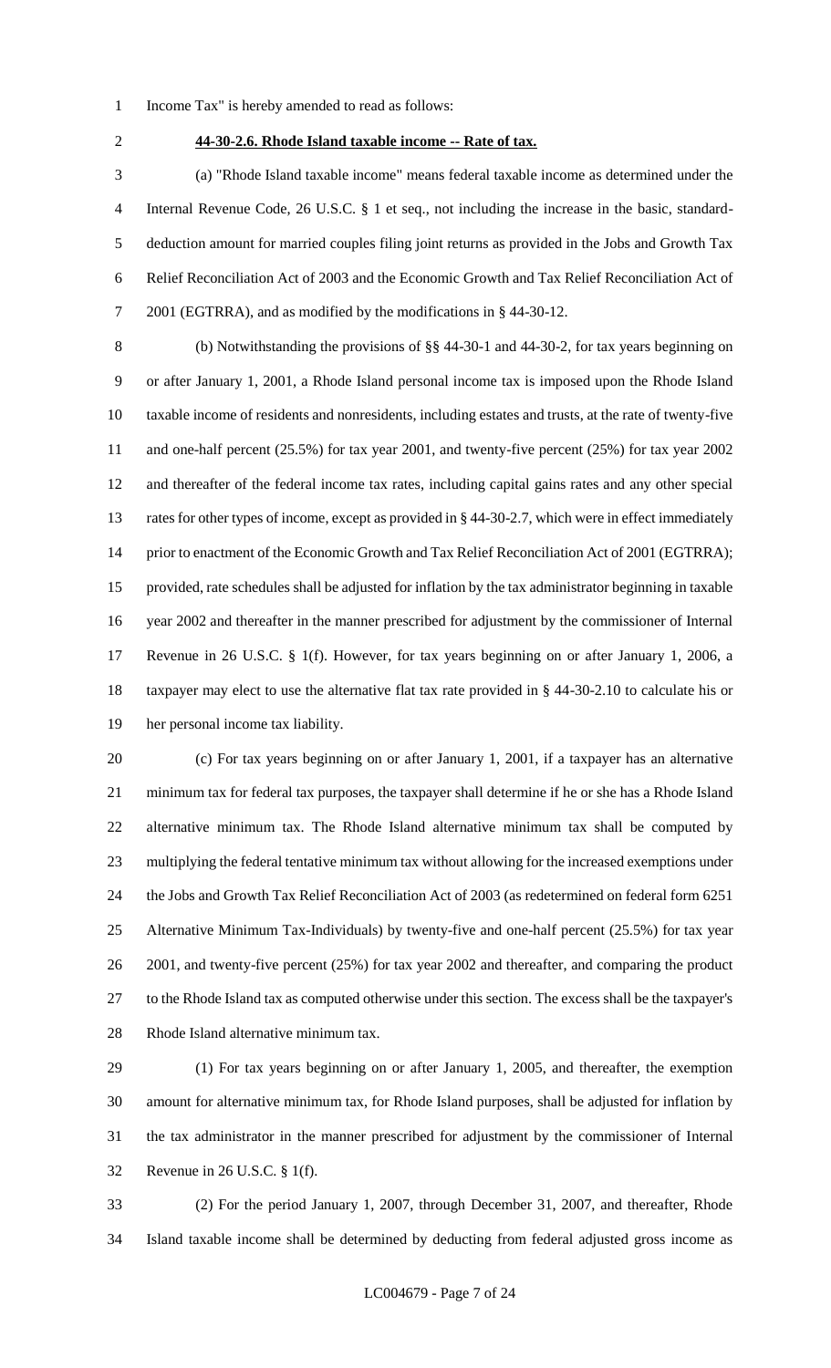Income Tax" is hereby amended to read as follows:

**44-30-2.6. Rhode Island taxable income -- Rate of tax.**

(a) "Rhode Island taxable income" means federal taxable income as determined under the Internal Revenue Code, 26 U.S.C. § 1 et seq., not including the increase in the basic, standard-deduction amount for married couples filing joint returns as provided in the Jobs and Growth Tax Relief Reconciliation Act of 2003 and the Economic Growth and Tax Relief Reconciliation Act of 2001 (EGTRRA), and as modified by the modifications in § 44-30-12.

(b) Notwithstanding the provisions of §§ 44-30-1 and 44-30-2, for tax years beginning on or after January 1, 2001, a Rhode Island personal income tax is imposed upon the Rhode Island taxable income of residents and nonresidents, including estates and trusts, at the rate of twenty-five and one-half percent (25.5%) for tax year 2001, and twenty-five percent (25%) for tax year 2002 and thereafter of the federal income tax rates, including capital gains rates and any other special rates for other types of income, except as provided in § 44-30-2.7, which were in effect immediately prior to enactment of the Economic Growth and Tax Relief Reconciliation Act of 2001 (EGTRRA); provided, rate schedules shall be adjusted for inflation by the tax administrator beginning in taxable year 2002 and thereafter in the manner prescribed for adjustment by the commissioner of Internal Revenue in 26 U.S.C. § 1(f). However, for tax years beginning on or after January 1, 2006, a taxpayer may elect to use the alternative flat tax rate provided in § 44-30-2.10 to calculate his or her personal income tax liability.

(c) For tax years beginning on or after January 1, 2001, if a taxpayer has an alternative minimum tax for federal tax purposes, the taxpayer shall determine if he or she has a Rhode Island alternative minimum tax. The Rhode Island alternative minimum tax shall be computed by multiplying the federal tentative minimum tax without allowing for the increased exemptions under the Jobs and Growth Tax Relief Reconciliation Act of 2003 (as redetermined on federal form 6251 Alternative Minimum Tax-Individuals) by twenty-five and one-half percent (25.5%) for tax year 2001, and twenty-five percent (25%) for tax year 2002 and thereafter, and comparing the product to the Rhode Island tax as computed otherwise under this section. The excess shall be the taxpayer's Rhode Island alternative minimum tax.

(1) For tax years beginning on or after January 1, 2005, and thereafter, the exemption amount for alternative minimum tax, for Rhode Island purposes, shall be adjusted for inflation by the tax administrator in the manner prescribed for adjustment by the commissioner of Internal Revenue in 26 U.S.C. § 1(f).

(2) For the period January 1, 2007, through December 31, 2007, and thereafter, Rhode Island taxable income shall be determined by deducting from federal adjusted gross income as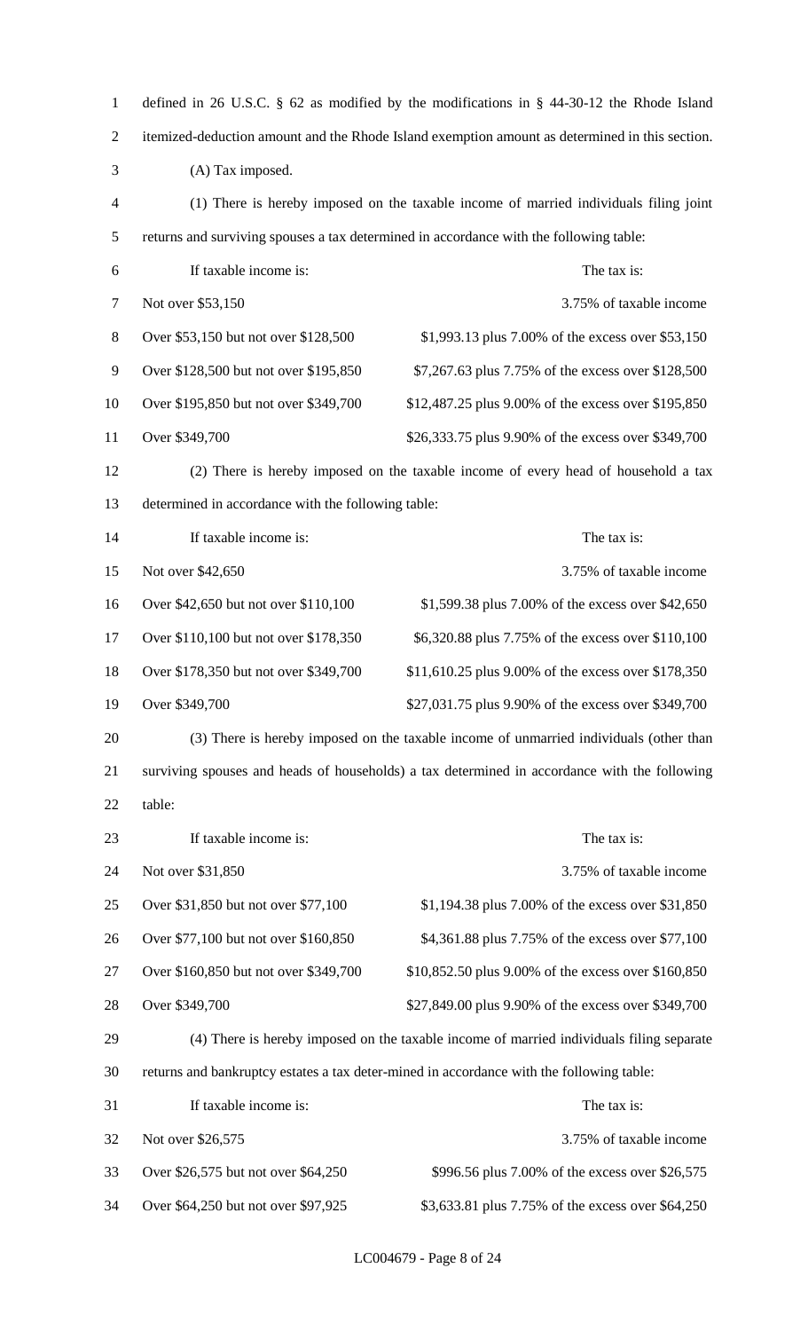defined in 26 U.S.C. § 62 as modified by the modifications in § 44-30-12 the Rhode Island itemized-deduction amount and the Rhode Island exemption amount as determined in this section.

(A) Tax imposed.

(1) There is hereby imposed on the taxable income of married individuals filing joint returns and surviving spouses a tax determined in accordance with the following table:

| If taxable income is: | The tax is: |
|---|---|
| Not over $53,150 | 3.75% of taxable income |
| Over $53,150 but not over $128,500 | $1,993.13 plus 7.00% of the excess over $53,150 |
| Over $128,500 but not over $195,850 | $7,267.63 plus 7.75% of the excess over $128,500 |
| Over $195,850 but not over $349,700 | $12,487.25 plus 9.00% of the excess over $195,850 |
| Over $349,700 | $26,333.75 plus 9.90% of the excess over $349,700 |

(2) There is hereby imposed on the taxable income of every head of household a tax determined in accordance with the following table:

| If taxable income is: | The tax is: |
|---|---|
| Not over $42,650 | 3.75% of taxable income |
| Over $42,650 but not over $110,100 | $1,599.38 plus 7.00% of the excess over $42,650 |
| Over $110,100 but not over $178,350 | $6,320.88 plus 7.75% of the excess over $110,100 |
| Over $178,350 but not over $349,700 | $11,610.25 plus 9.00% of the excess over $178,350 |
| Over $349,700 | $27,031.75 plus 9.90% of the excess over $349,700 |

(3) There is hereby imposed on the taxable income of unmarried individuals (other than surviving spouses and heads of households) a tax determined in accordance with the following table:

| If taxable income is: | The tax is: |
|---|---|
| Not over $31,850 | 3.75% of taxable income |
| Over $31,850 but not over $77,100 | $1,194.38 plus 7.00% of the excess over $31,850 |
| Over $77,100 but not over $160,850 | $4,361.88 plus 7.75% of the excess over $77,100 |
| Over $160,850 but not over $349,700 | $10,852.50 plus 9.00% of the excess over $160,850 |
| Over $349,700 | $27,849.00 plus 9.90% of the excess over $349,700 |

(4) There is hereby imposed on the taxable income of married individuals filing separate returns and bankruptcy estates a tax deter-mined in accordance with the following table:

| If taxable income is: | The tax is: |
|---|---|
| Not over $26,575 | 3.75% of taxable income |
| Over $26,575 but not over $64,250 | $996.56 plus 7.00% of the excess over $26,575 |
| Over $64,250 but not over $97,925 | $3,633.81 plus 7.75% of the excess over $64,250 |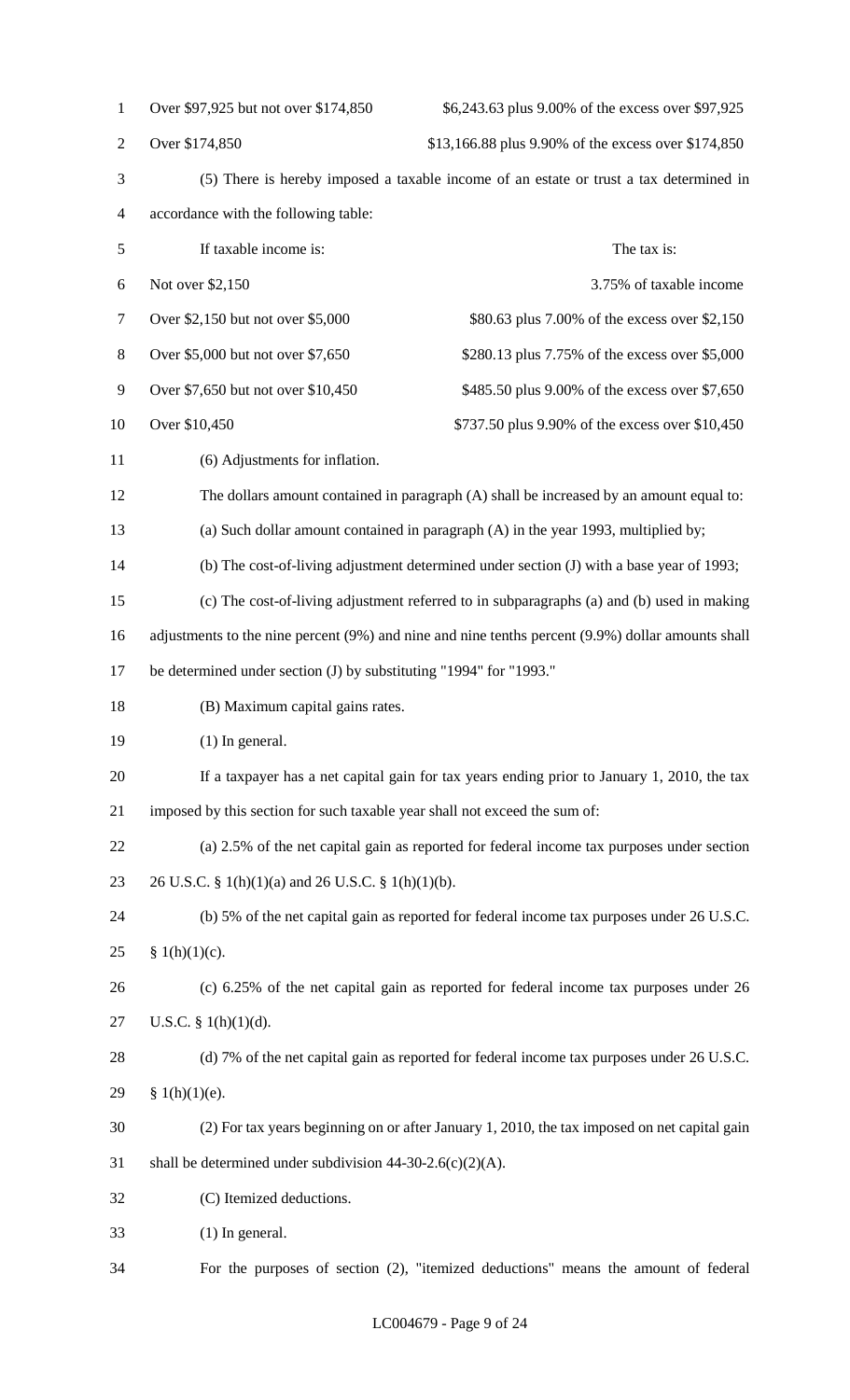| | |
|---|---|
| Over $97,925 but not over $174,850 | $6,243.63 plus 9.00% of the excess over $97,925 |
| Over $174,850 | $13,166.88 plus 9.90% of the excess over $174,850 |

(5) There is hereby imposed a taxable income of an estate or trust a tax determined in accordance with the following table:

| If taxable income is: | The tax is: |
|---|---|
| Not over $2,150 | 3.75% of taxable income |
| Over $2,150 but not over $5,000 | $80.63 plus 7.00% of the excess over $2,150 |
| Over $5,000 but not over $7,650 | $280.13 plus 7.75% of the excess over $5,000 |
| Over $7,650 but not over $10,450 | $485.50 plus 9.00% of the excess over $7,650 |
| Over $10,450 | $737.50 plus 9.90% of the excess over $10,450 |

(6) Adjustments for inflation.

The dollars amount contained in paragraph (A) shall be increased by an amount equal to:

(a) Such dollar amount contained in paragraph (A) in the year 1993, multiplied by;

(b) The cost-of-living adjustment determined under section (J) with a base year of 1993;

(c) The cost-of-living adjustment referred to in subparagraphs (a) and (b) used in making adjustments to the nine percent (9%) and nine and nine tenths percent (9.9%) dollar amounts shall be determined under section (J) by substituting "1994" for "1993."

(B) Maximum capital gains rates.

(1) In general.

If a taxpayer has a net capital gain for tax years ending prior to January 1, 2010, the tax imposed by this section for such taxable year shall not exceed the sum of:

(a) 2.5% of the net capital gain as reported for federal income tax purposes under section 26 U.S.C. § 1(h)(1)(a) and 26 U.S.C. § 1(h)(1)(b).

(b) 5% of the net capital gain as reported for federal income tax purposes under 26 U.S.C. § 1(h)(1)(c).

(c) 6.25% of the net capital gain as reported for federal income tax purposes under 26 U.S.C. § 1(h)(1)(d).

(d) 7% of the net capital gain as reported for federal income tax purposes under 26 U.S.C. § 1(h)(1)(e).

(2) For tax years beginning on or after January 1, 2010, the tax imposed on net capital gain shall be determined under subdivision 44-30-2.6(c)(2)(A).

(C) Itemized deductions.

(1) In general.

For the purposes of section (2), "itemized deductions" means the amount of federal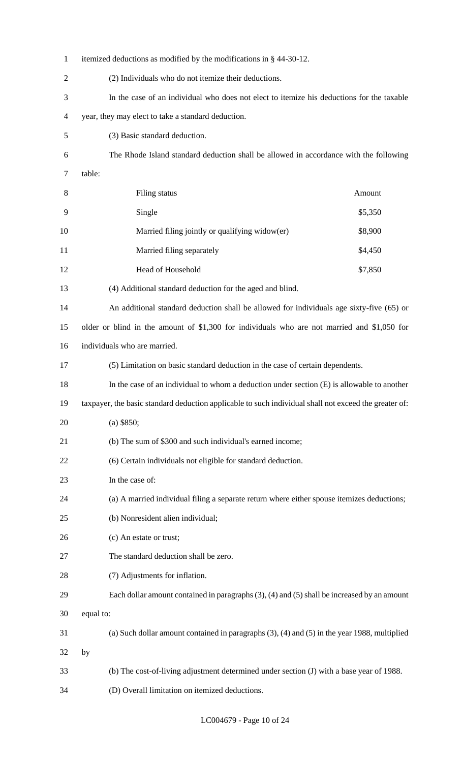itemized deductions as modified by the modifications in § 44-30-12.

(2) Individuals who do not itemize their deductions.

In the case of an individual who does not elect to itemize his deductions for the taxable year, they may elect to take a standard deduction.

(3) Basic standard deduction.

The Rhode Island standard deduction shall be allowed in accordance with the following table:

| Filing status | Amount |
|---|---|
| Single | $5,350 |
| Married filing jointly or qualifying widow(er) | $8,900 |
| Married filing separately | $4,450 |
| Head of Household | $7,850 |

(4) Additional standard deduction for the aged and blind.

An additional standard deduction shall be allowed for individuals age sixty-five (65) or older or blind in the amount of $1,300 for individuals who are not married and $1,050 for individuals who are married.

(5) Limitation on basic standard deduction in the case of certain dependents.

In the case of an individual to whom a deduction under section (E) is allowable to another taxpayer, the basic standard deduction applicable to such individual shall not exceed the greater of:

(a) $850;

(b) The sum of $300 and such individual's earned income;

(6) Certain individuals not eligible for standard deduction.

In the case of:

(a) A married individual filing a separate return where either spouse itemizes deductions;

(b) Nonresident alien individual;

(c) An estate or trust;

The standard deduction shall be zero.

(7) Adjustments for inflation.

Each dollar amount contained in paragraphs (3), (4) and (5) shall be increased by an amount equal to:

(a) Such dollar amount contained in paragraphs (3), (4) and (5) in the year 1988, multiplied by

(b) The cost-of-living adjustment determined under section (J) with a base year of 1988.

(D) Overall limitation on itemized deductions.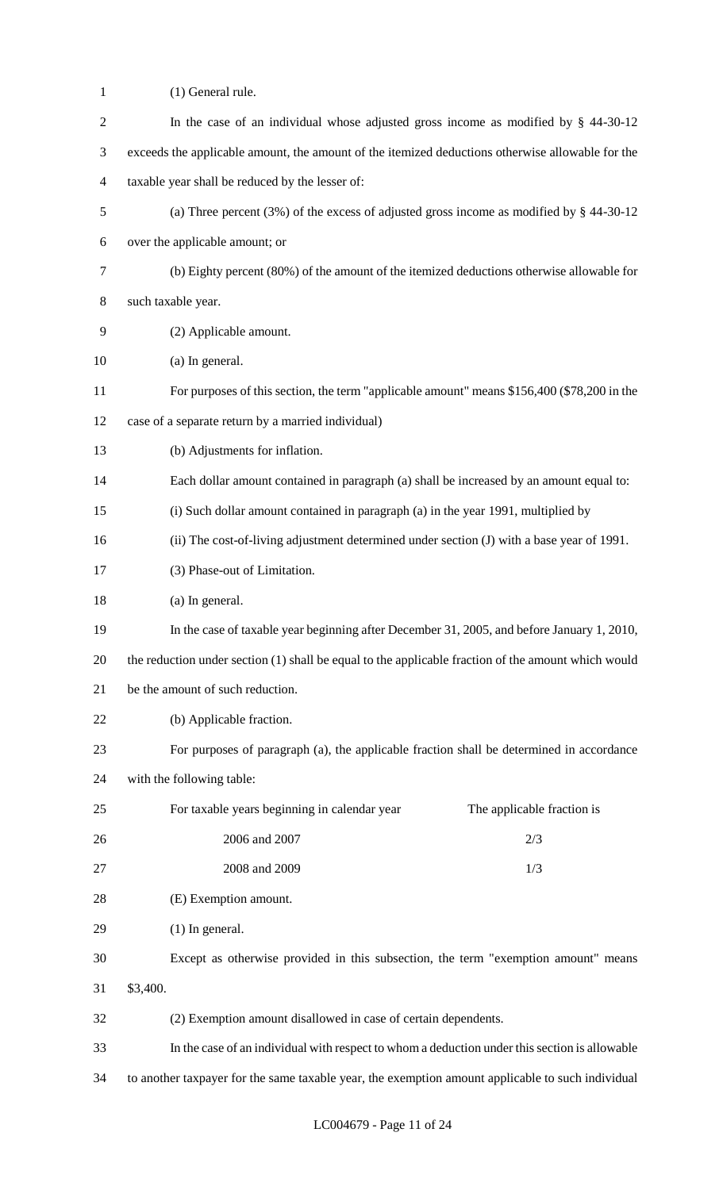(1) General rule.

In the case of an individual whose adjusted gross income as modified by § 44-30-12 exceeds the applicable amount, the amount of the itemized deductions otherwise allowable for the taxable year shall be reduced by the lesser of:

(a) Three percent (3%) of the excess of adjusted gross income as modified by § 44-30-12 over the applicable amount; or

(b) Eighty percent (80%) of the amount of the itemized deductions otherwise allowable for such taxable year.

(2) Applicable amount.

(a) In general.

For purposes of this section, the term "applicable amount" means $156,400 ($78,200 in the case of a separate return by a married individual)

(b) Adjustments for inflation.

Each dollar amount contained in paragraph (a) shall be increased by an amount equal to:

(i) Such dollar amount contained in paragraph (a) in the year 1991, multiplied by

(ii) The cost-of-living adjustment determined under section (J) with a base year of 1991.

(3) Phase-out of Limitation.

(a) In general.

In the case of taxable year beginning after December 31, 2005, and before January 1, 2010, the reduction under section (1) shall be equal to the applicable fraction of the amount which would be the amount of such reduction.

(b) Applicable fraction.

For purposes of paragraph (a), the applicable fraction shall be determined in accordance with the following table:

| For taxable years beginning in calendar year | The applicable fraction is |
|---|---|
| 2006 and 2007 | 2/3 |
| 2008 and 2009 | 1/3 |

(E) Exemption amount.

(1) In general.

Except as otherwise provided in this subsection, the term "exemption amount" means $3,400.

(2) Exemption amount disallowed in case of certain dependents.

In the case of an individual with respect to whom a deduction under this section is allowable to another taxpayer for the same taxable year, the exemption amount applicable to such individual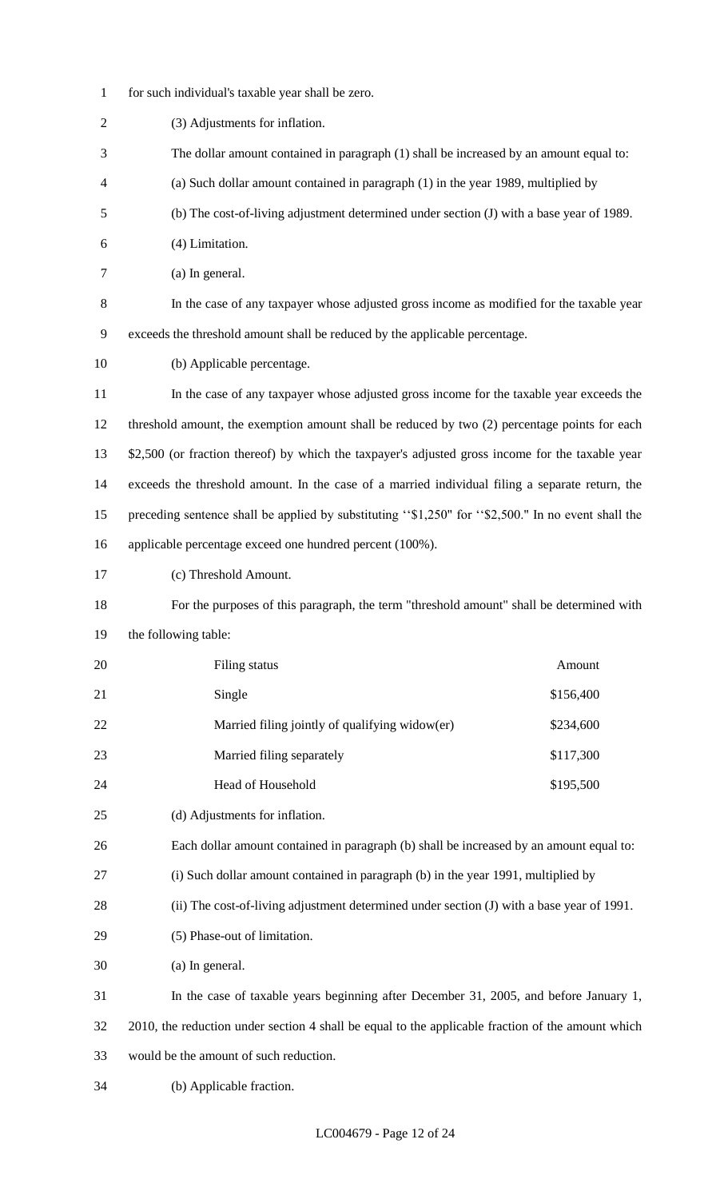for such individual's taxable year shall be zero.

(3) Adjustments for inflation.

The dollar amount contained in paragraph (1) shall be increased by an amount equal to:

(a) Such dollar amount contained in paragraph (1) in the year 1989, multiplied by

(b) The cost-of-living adjustment determined under section (J) with a base year of 1989.

(4) Limitation.

(a) In general.

In the case of any taxpayer whose adjusted gross income as modified for the taxable year exceeds the threshold amount shall be reduced by the applicable percentage.

(b) Applicable percentage.

In the case of any taxpayer whose adjusted gross income for the taxable year exceeds the threshold amount, the exemption amount shall be reduced by two (2) percentage points for each \$2,500 (or fraction thereof) by which the taxpayer's adjusted gross income for the taxable year exceeds the threshold amount. In the case of a married individual filing a separate return, the preceding sentence shall be applied by substituting ''\$1,250" for ''\$2,500." In no event shall the applicable percentage exceed one hundred percent (100%).

(c) Threshold Amount.

For the purposes of this paragraph, the term "threshold amount" shall be determined with the following table:

| Filing status | Amount |
|---|---|
| Single | \$156,400 |
| Married filing jointly of qualifying widow(er) | \$234,600 |
| Married filing separately | \$117,300 |
| Head of Household | \$195,500 |

(d) Adjustments for inflation.

Each dollar amount contained in paragraph (b) shall be increased by an amount equal to:

(i) Such dollar amount contained in paragraph (b) in the year 1991, multiplied by

(ii) The cost-of-living adjustment determined under section (J) with a base year of 1991.

(5) Phase-out of limitation.

(a) In general.

In the case of taxable years beginning after December 31, 2005, and before January 1, 2010, the reduction under section 4 shall be equal to the applicable fraction of the amount which would be the amount of such reduction.

(b) Applicable fraction.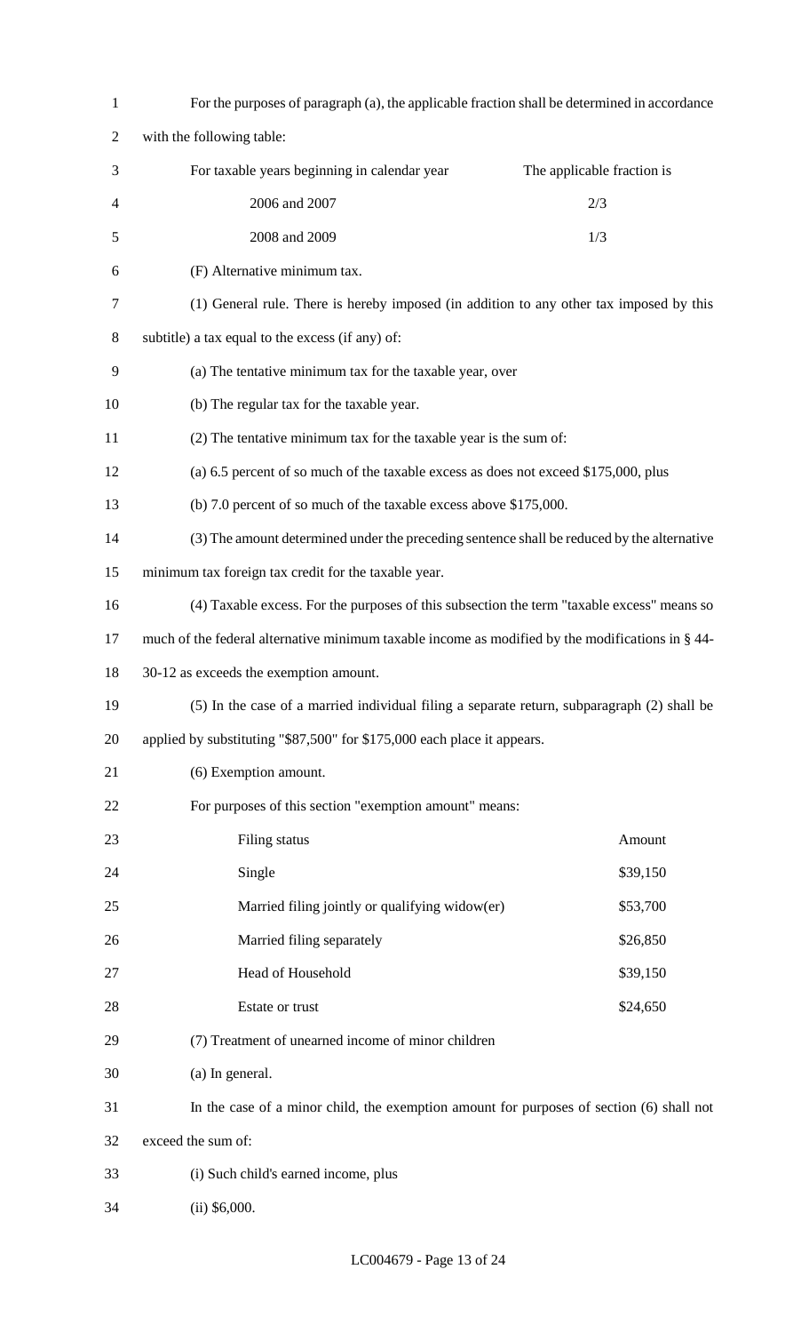For the purposes of paragraph (a), the applicable fraction shall be determined in accordance with the following table:

| For taxable years beginning in calendar year | The applicable fraction is |
| --- | --- |
| 2006 and 2007 | 2/3 |
| 2008 and 2009 | 1/3 |

(F) Alternative minimum tax.

(1) General rule. There is hereby imposed (in addition to any other tax imposed by this subtitle) a tax equal to the excess (if any) of:

(a) The tentative minimum tax for the taxable year, over

(b) The regular tax for the taxable year.

(2) The tentative minimum tax for the taxable year is the sum of:

(a) 6.5 percent of so much of the taxable excess as does not exceed $175,000, plus

(b) 7.0 percent of so much of the taxable excess above $175,000.

(3) The amount determined under the preceding sentence shall be reduced by the alternative minimum tax foreign tax credit for the taxable year.

(4) Taxable excess. For the purposes of this subsection the term "taxable excess" means so much of the federal alternative minimum taxable income as modified by the modifications in § 44-30-12 as exceeds the exemption amount.

(5) In the case of a married individual filing a separate return, subparagraph (2) shall be applied by substituting "$87,500" for $175,000 each place it appears.

(6) Exemption amount.

For purposes of this section "exemption amount" means:

| Filing status | Amount |
| --- | --- |
| Single | $39,150 |
| Married filing jointly or qualifying widow(er) | $53,700 |
| Married filing separately | $26,850 |
| Head of Household | $39,150 |
| Estate or trust | $24,650 |

(7) Treatment of unearned income of minor children

(a) In general.

In the case of a minor child, the exemption amount for purposes of section (6) shall not exceed the sum of:

(i) Such child's earned income, plus

(ii) $6,000.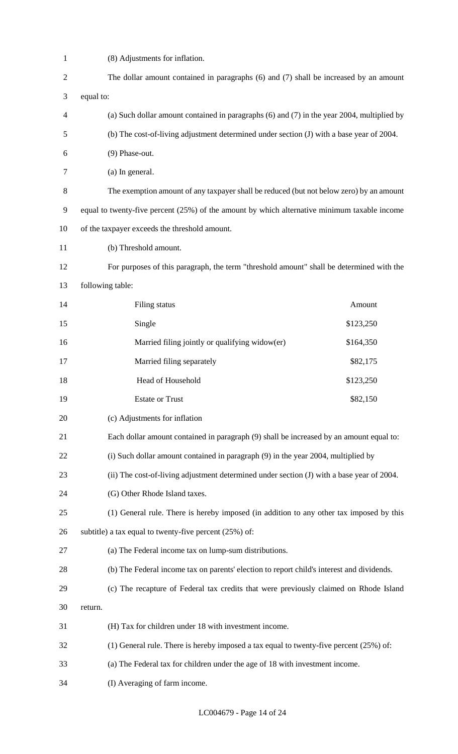(8) Adjustments for inflation.

The dollar amount contained in paragraphs (6) and (7) shall be increased by an amount equal to:

(a) Such dollar amount contained in paragraphs (6) and (7) in the year 2004, multiplied by

(b) The cost-of-living adjustment determined under section (J) with a base year of 2004.

(9) Phase-out.

(a) In general.

The exemption amount of any taxpayer shall be reduced (but not below zero) by an amount equal to twenty-five percent (25%) of the amount by which alternative minimum taxable income of the taxpayer exceeds the threshold amount.

(b) Threshold amount.

For purposes of this paragraph, the term "threshold amount" shall be determined with the following table:

| Filing status | Amount |
| --- | --- |
| Single | $123,250 |
| Married filing jointly or qualifying widow(er) | $164,350 |
| Married filing separately | $82,175 |
| Head of Household | $123,250 |
| Estate or Trust | $82,150 |

(c) Adjustments for inflation

Each dollar amount contained in paragraph (9) shall be increased by an amount equal to:

(i) Such dollar amount contained in paragraph (9) in the year 2004, multiplied by

(ii) The cost-of-living adjustment determined under section (J) with a base year of 2004.

(G) Other Rhode Island taxes.

(1) General rule. There is hereby imposed (in addition to any other tax imposed by this subtitle) a tax equal to twenty-five percent (25%) of:

(a) The Federal income tax on lump-sum distributions.

(b) The Federal income tax on parents' election to report child's interest and dividends.

(c) The recapture of Federal tax credits that were previously claimed on Rhode Island return.

(H) Tax for children under 18 with investment income.

(1) General rule. There is hereby imposed a tax equal to twenty-five percent (25%) of:

(a) The Federal tax for children under the age of 18 with investment income.

(I) Averaging of farm income.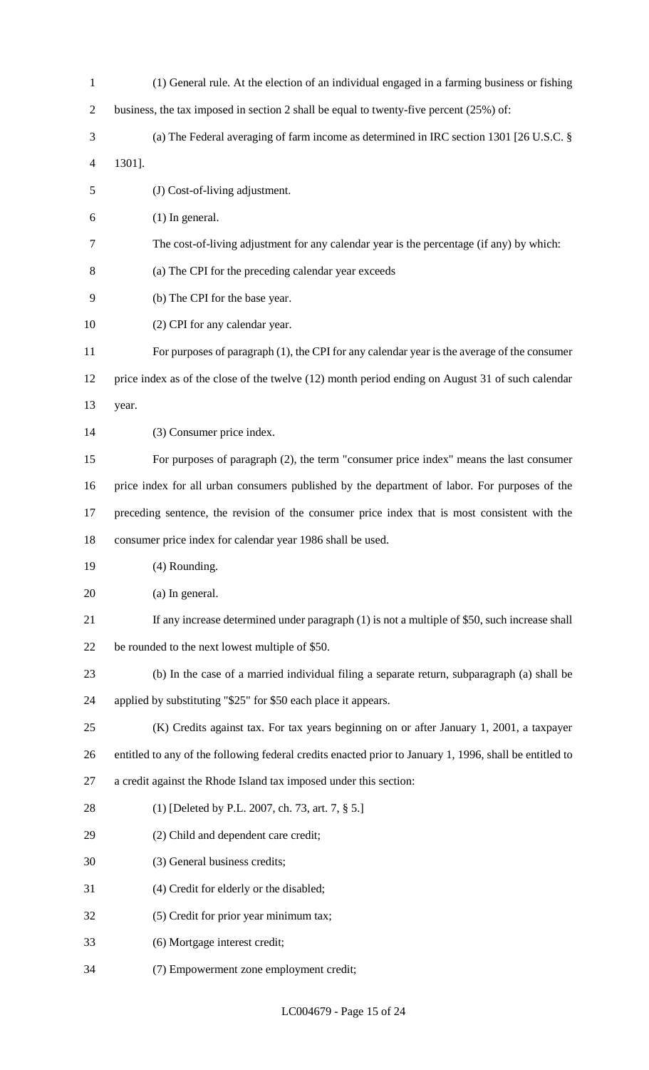(1) General rule. At the election of an individual engaged in a farming business or fishing business, the tax imposed in section 2 shall be equal to twenty-five percent (25%) of:

(a) The Federal averaging of farm income as determined in IRC section 1301 [26 U.S.C. § 1301].

(J) Cost-of-living adjustment.

(1) In general.

The cost-of-living adjustment for any calendar year is the percentage (if any) by which:

(a) The CPI for the preceding calendar year exceeds

(b) The CPI for the base year.

(2) CPI for any calendar year.

For purposes of paragraph (1), the CPI for any calendar year is the average of the consumer price index as of the close of the twelve (12) month period ending on August 31 of such calendar year.

(3) Consumer price index.

For purposes of paragraph (2), the term "consumer price index" means the last consumer price index for all urban consumers published by the department of labor. For purposes of the preceding sentence, the revision of the consumer price index that is most consistent with the consumer price index for calendar year 1986 shall be used.

(4) Rounding.

(a) In general.

If any increase determined under paragraph (1) is not a multiple of $50, such increase shall be rounded to the next lowest multiple of $50.

(b) In the case of a married individual filing a separate return, subparagraph (a) shall be applied by substituting "$25" for $50 each place it appears.

(K) Credits against tax. For tax years beginning on or after January 1, 2001, a taxpayer entitled to any of the following federal credits enacted prior to January 1, 1996, shall be entitled to a credit against the Rhode Island tax imposed under this section:

(1) [Deleted by P.L. 2007, ch. 73, art. 7, § 5.]

(2) Child and dependent care credit;

(3) General business credits;

(4) Credit for elderly or the disabled;

(5) Credit for prior year minimum tax;

(6) Mortgage interest credit;

(7) Empowerment zone employment credit;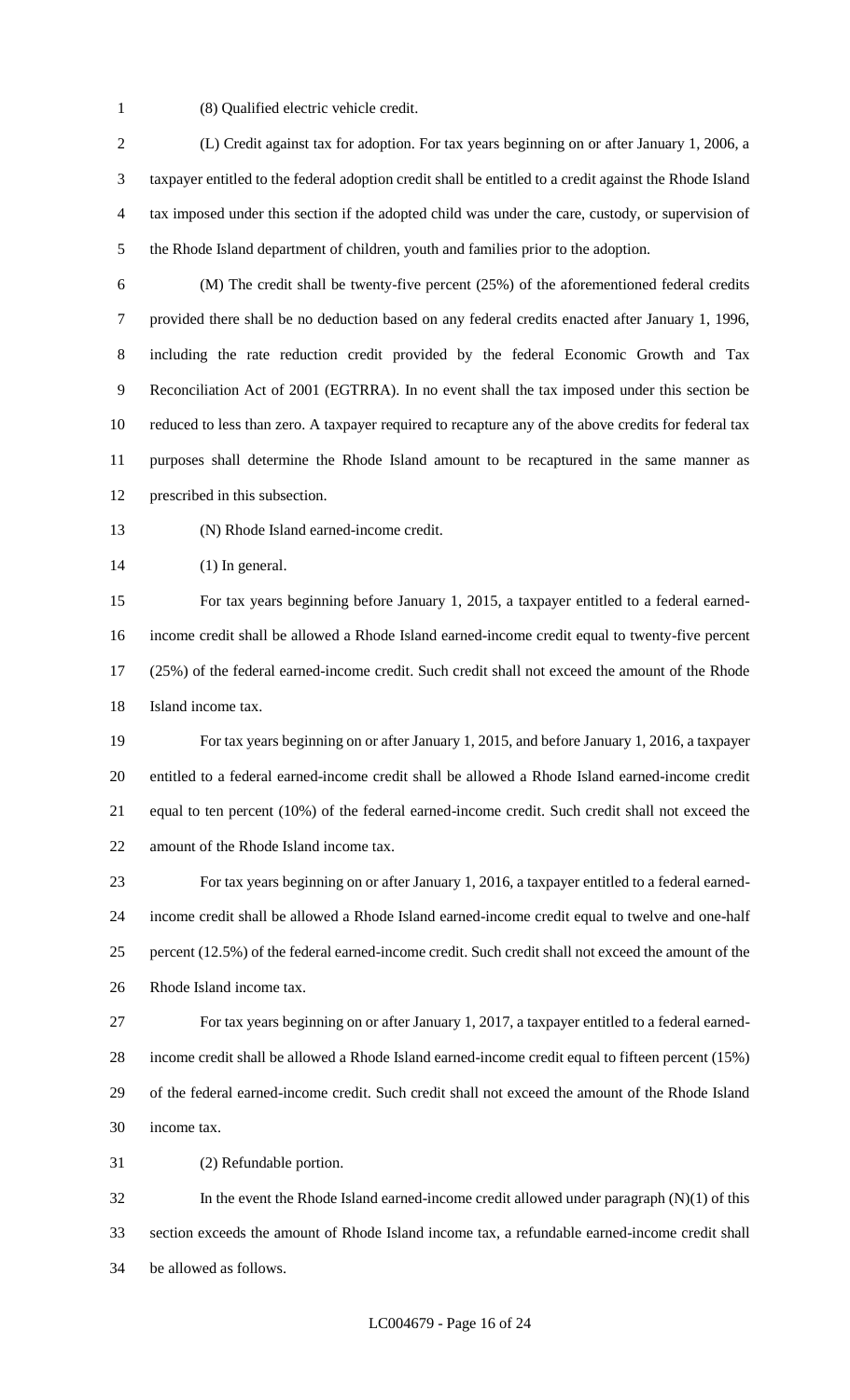(8) Qualified electric vehicle credit.

(L) Credit against tax for adoption. For tax years beginning on or after January 1, 2006, a taxpayer entitled to the federal adoption credit shall be entitled to a credit against the Rhode Island tax imposed under this section if the adopted child was under the care, custody, or supervision of the Rhode Island department of children, youth and families prior to the adoption.

(M) The credit shall be twenty-five percent (25%) of the aforementioned federal credits provided there shall be no deduction based on any federal credits enacted after January 1, 1996, including the rate reduction credit provided by the federal Economic Growth and Tax Reconciliation Act of 2001 (EGTRRA). In no event shall the tax imposed under this section be reduced to less than zero. A taxpayer required to recapture any of the above credits for federal tax purposes shall determine the Rhode Island amount to be recaptured in the same manner as prescribed in this subsection.

(N) Rhode Island earned-income credit.

(1) In general.

For tax years beginning before January 1, 2015, a taxpayer entitled to a federal earned-income credit shall be allowed a Rhode Island earned-income credit equal to twenty-five percent (25%) of the federal earned-income credit. Such credit shall not exceed the amount of the Rhode Island income tax.

For tax years beginning on or after January 1, 2015, and before January 1, 2016, a taxpayer entitled to a federal earned-income credit shall be allowed a Rhode Island earned-income credit equal to ten percent (10%) of the federal earned-income credit. Such credit shall not exceed the amount of the Rhode Island income tax.

For tax years beginning on or after January 1, 2016, a taxpayer entitled to a federal earned-income credit shall be allowed a Rhode Island earned-income credit equal to twelve and one-half percent (12.5%) of the federal earned-income credit. Such credit shall not exceed the amount of the Rhode Island income tax.

For tax years beginning on or after January 1, 2017, a taxpayer entitled to a federal earned-income credit shall be allowed a Rhode Island earned-income credit equal to fifteen percent (15%) of the federal earned-income credit. Such credit shall not exceed the amount of the Rhode Island income tax.

(2) Refundable portion.

In the event the Rhode Island earned-income credit allowed under paragraph (N)(1) of this section exceeds the amount of Rhode Island income tax, a refundable earned-income credit shall be allowed as follows.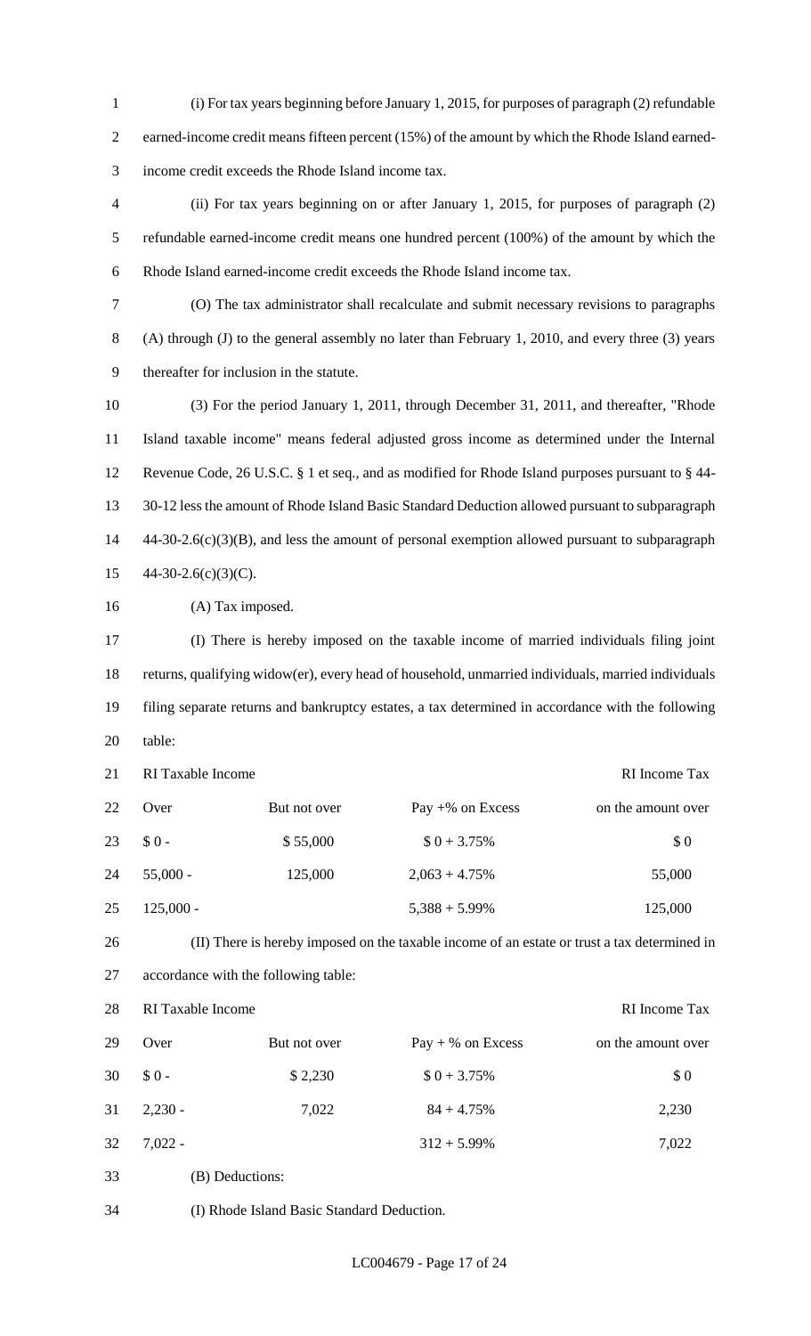(i) For tax years beginning before January 1, 2015, for purposes of paragraph (2) refundable earned-income credit means fifteen percent (15%) of the amount by which the Rhode Island earned-income credit exceeds the Rhode Island income tax.

(ii) For tax years beginning on or after January 1, 2015, for purposes of paragraph (2) refundable earned-income credit means one hundred percent (100%) of the amount by which the Rhode Island earned-income credit exceeds the Rhode Island income tax.

(O) The tax administrator shall recalculate and submit necessary revisions to paragraphs (A) through (J) to the general assembly no later than February 1, 2010, and every three (3) years thereafter for inclusion in the statute.

(3) For the period January 1, 2011, through December 31, 2011, and thereafter, "Rhode Island taxable income" means federal adjusted gross income as determined under the Internal Revenue Code, 26 U.S.C. § 1 et seq., and as modified for Rhode Island purposes pursuant to § 44-30-12 less the amount of Rhode Island Basic Standard Deduction allowed pursuant to subparagraph 44-30-2.6(c)(3)(B), and less the amount of personal exemption allowed pursuant to subparagraph 44-30-2.6(c)(3)(C).

(A) Tax imposed.

(I) There is hereby imposed on the taxable income of married individuals filing joint returns, qualifying widow(er), every head of household, unmarried individuals, married individuals filing separate returns and bankruptcy estates, a tax determined in accordance with the following table:

| RI Taxable Income | | | RI Income Tax |
|---|---|---|---|
| Over | But not over | Pay +% on Excess | on the amount over |
| $ 0 - | $ 55,000 | $ 0 + 3.75% | $ 0 |
| 55,000 - | 125,000 | 2,063 + 4.75% | 55,000 |
| 125,000 - | | 5,388 + 5.99% | 125,000 |

(II) There is hereby imposed on the taxable income of an estate or trust a tax determined in accordance with the following table:

| RI Taxable Income | | | RI Income Tax |
|---|---|---|---|
| Over | But not over | Pay + % on Excess | on the amount over |
| $ 0 - | $ 2,230 | $ 0 + 3.75% | $ 0 |
| 2,230 - | 7,022 | 84 + 4.75% | 2,230 |
| 7,022 - | | 312 + 5.99% | 7,022 |

(B) Deductions:

(I) Rhode Island Basic Standard Deduction.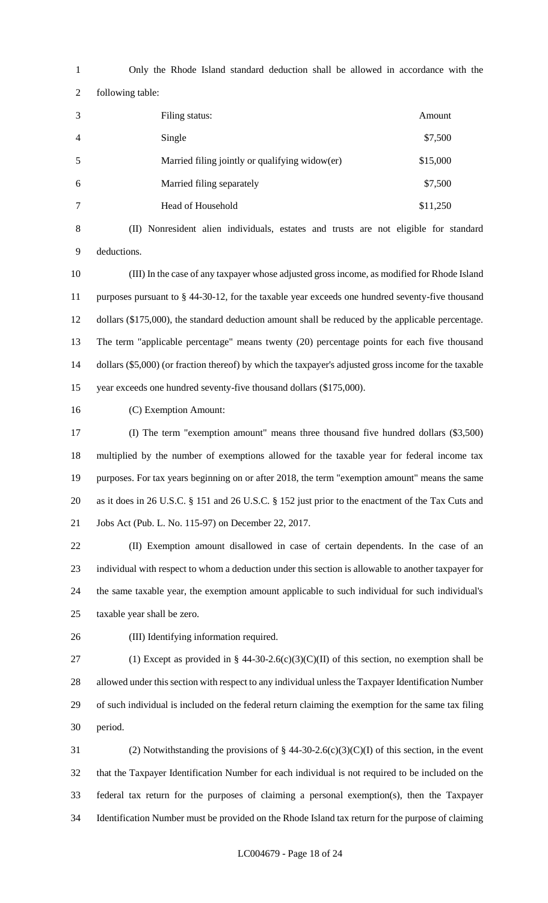Only the Rhode Island standard deduction shall be allowed in accordance with the following table:

| Filing status: | Amount |
|---|---|
| Single | $7,500 |
| Married filing jointly or qualifying widow(er) | $15,000 |
| Married filing separately | $7,500 |
| Head of Household | $11,250 |

(II) Nonresident alien individuals, estates and trusts are not eligible for standard deductions.

(III) In the case of any taxpayer whose adjusted gross income, as modified for Rhode Island purposes pursuant to § 44-30-12, for the taxable year exceeds one hundred seventy-five thousand dollars ($175,000), the standard deduction amount shall be reduced by the applicable percentage. The term "applicable percentage" means twenty (20) percentage points for each five thousand dollars ($5,000) (or fraction thereof) by which the taxpayer's adjusted gross income for the taxable year exceeds one hundred seventy-five thousand dollars ($175,000).

(C) Exemption Amount:

(I) The term "exemption amount" means three thousand five hundred dollars ($3,500) multiplied by the number of exemptions allowed for the taxable year for federal income tax purposes. For tax years beginning on or after 2018, the term "exemption amount" means the same as it does in 26 U.S.C. § 151 and 26 U.S.C. § 152 just prior to the enactment of the Tax Cuts and Jobs Act (Pub. L. No. 115-97) on December 22, 2017.

(II) Exemption amount disallowed in case of certain dependents. In the case of an individual with respect to whom a deduction under this section is allowable to another taxpayer for the same taxable year, the exemption amount applicable to such individual for such individual's taxable year shall be zero.

(III) Identifying information required.

(1) Except as provided in § 44-30-2.6(c)(3)(C)(II) of this section, no exemption shall be allowed under this section with respect to any individual unless the Taxpayer Identification Number of such individual is included on the federal return claiming the exemption for the same tax filing period.

(2) Notwithstanding the provisions of § 44-30-2.6(c)(3)(C)(I) of this section, in the event that the Taxpayer Identification Number for each individual is not required to be included on the federal tax return for the purposes of claiming a personal exemption(s), then the Taxpayer Identification Number must be provided on the Rhode Island tax return for the purpose of claiming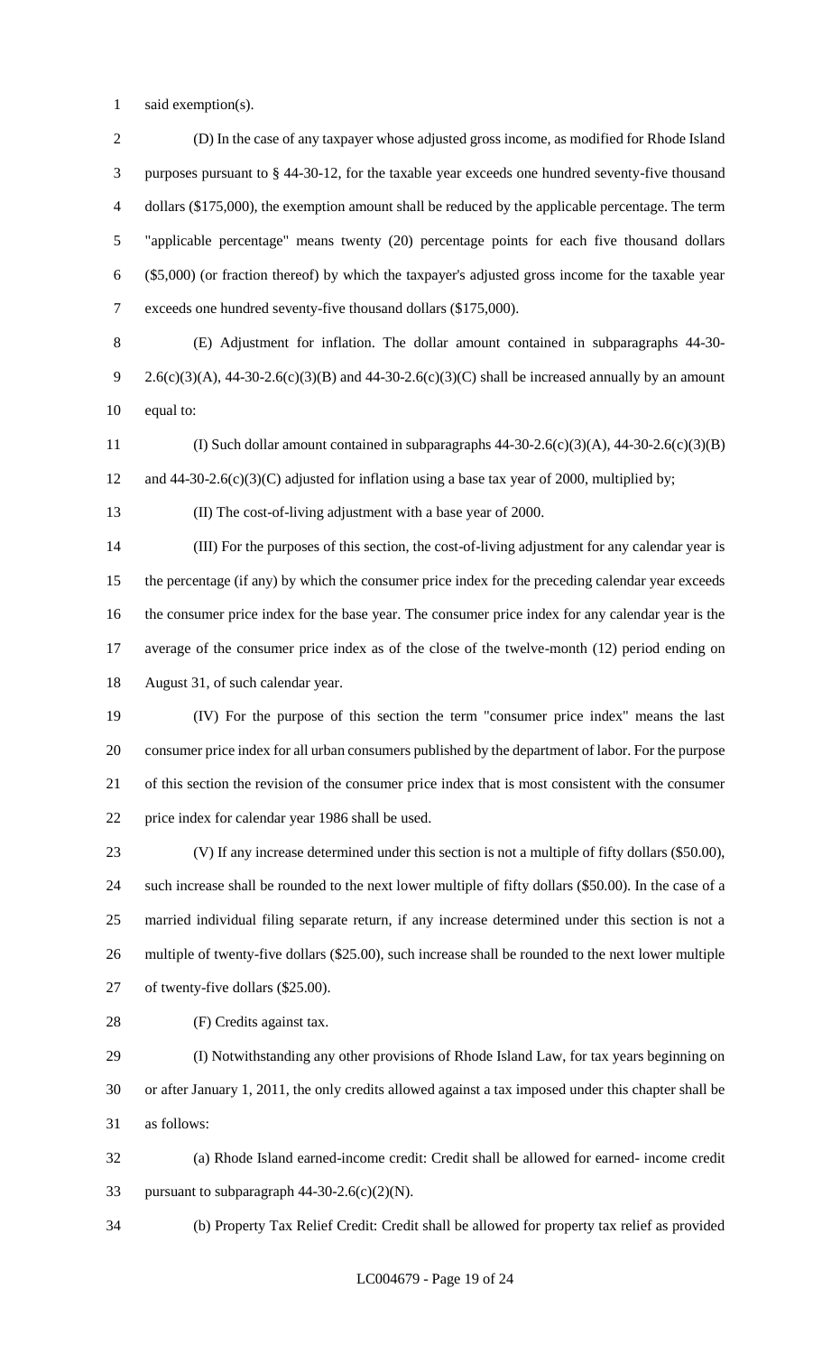said exemption(s).

(D) In the case of any taxpayer whose adjusted gross income, as modified for Rhode Island purposes pursuant to § 44-30-12, for the taxable year exceeds one hundred seventy-five thousand dollars ($175,000), the exemption amount shall be reduced by the applicable percentage. The term "applicable percentage" means twenty (20) percentage points for each five thousand dollars ($5,000) (or fraction thereof) by which the taxpayer's adjusted gross income for the taxable year exceeds one hundred seventy-five thousand dollars ($175,000).

(E) Adjustment for inflation. The dollar amount contained in subparagraphs 44-30-2.6(c)(3)(A), 44-30-2.6(c)(3)(B) and 44-30-2.6(c)(3)(C) shall be increased annually by an amount equal to:

(I) Such dollar amount contained in subparagraphs 44-30-2.6(c)(3)(A), 44-30-2.6(c)(3)(B) and 44-30-2.6(c)(3)(C) adjusted for inflation using a base tax year of 2000, multiplied by;

(II) The cost-of-living adjustment with a base year of 2000.

(III) For the purposes of this section, the cost-of-living adjustment for any calendar year is the percentage (if any) by which the consumer price index for the preceding calendar year exceeds the consumer price index for the base year. The consumer price index for any calendar year is the average of the consumer price index as of the close of the twelve-month (12) period ending on August 31, of such calendar year.

(IV) For the purpose of this section the term "consumer price index" means the last consumer price index for all urban consumers published by the department of labor. For the purpose of this section the revision of the consumer price index that is most consistent with the consumer price index for calendar year 1986 shall be used.

(V) If any increase determined under this section is not a multiple of fifty dollars ($50.00), such increase shall be rounded to the next lower multiple of fifty dollars ($50.00). In the case of a married individual filing separate return, if any increase determined under this section is not a multiple of twenty-five dollars ($25.00), such increase shall be rounded to the next lower multiple of twenty-five dollars ($25.00).

(F) Credits against tax.

(I) Notwithstanding any other provisions of Rhode Island Law, for tax years beginning on or after January 1, 2011, the only credits allowed against a tax imposed under this chapter shall be as follows:

(a) Rhode Island earned-income credit: Credit shall be allowed for earned- income credit pursuant to subparagraph 44-30-2.6(c)(2)(N).

(b) Property Tax Relief Credit: Credit shall be allowed for property tax relief as provided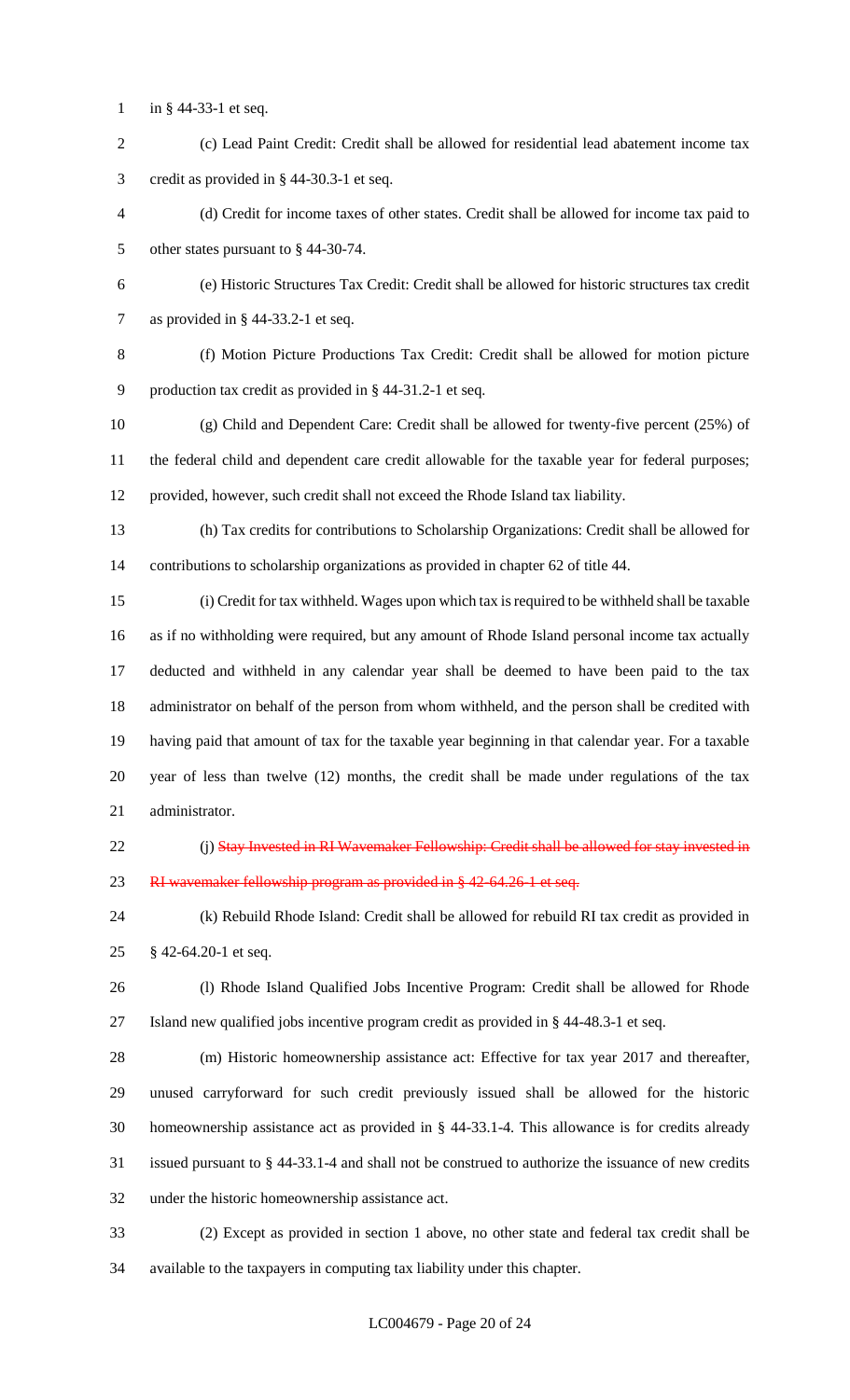in § 44-33-1 et seq.

(c) Lead Paint Credit: Credit shall be allowed for residential lead abatement income tax credit as provided in § 44-30.3-1 et seq.

(d) Credit for income taxes of other states. Credit shall be allowed for income tax paid to other states pursuant to § 44-30-74.

(e) Historic Structures Tax Credit: Credit shall be allowed for historic structures tax credit as provided in § 44-33.2-1 et seq.

(f) Motion Picture Productions Tax Credit: Credit shall be allowed for motion picture production tax credit as provided in § 44-31.2-1 et seq.

(g) Child and Dependent Care: Credit shall be allowed for twenty-five percent (25%) of the federal child and dependent care credit allowable for the taxable year for federal purposes; provided, however, such credit shall not exceed the Rhode Island tax liability.

(h) Tax credits for contributions to Scholarship Organizations: Credit shall be allowed for contributions to scholarship organizations as provided in chapter 62 of title 44.

(i) Credit for tax withheld. Wages upon which tax is required to be withheld shall be taxable as if no withholding were required, but any amount of Rhode Island personal income tax actually deducted and withheld in any calendar year shall be deemed to have been paid to the tax administrator on behalf of the person from whom withheld, and the person shall be credited with having paid that amount of tax for the taxable year beginning in that calendar year. For a taxable year of less than twelve (12) months, the credit shall be made under regulations of the tax administrator.

(j) ~~Stay Invested in RI Wavemaker Fellowship: Credit shall be allowed for stay invested in RI wavemaker fellowship program as provided in § 42-64.26-1 et seq.~~

(k) Rebuild Rhode Island: Credit shall be allowed for rebuild RI tax credit as provided in § 42-64.20-1 et seq.

(l) Rhode Island Qualified Jobs Incentive Program: Credit shall be allowed for Rhode Island new qualified jobs incentive program credit as provided in § 44-48.3-1 et seq.

(m) Historic homeownership assistance act: Effective for tax year 2017 and thereafter, unused carryforward for such credit previously issued shall be allowed for the historic homeownership assistance act as provided in § 44-33.1-4. This allowance is for credits already issued pursuant to § 44-33.1-4 and shall not be construed to authorize the issuance of new credits under the historic homeownership assistance act.

(2) Except as provided in section 1 above, no other state and federal tax credit shall be available to the taxpayers in computing tax liability under this chapter.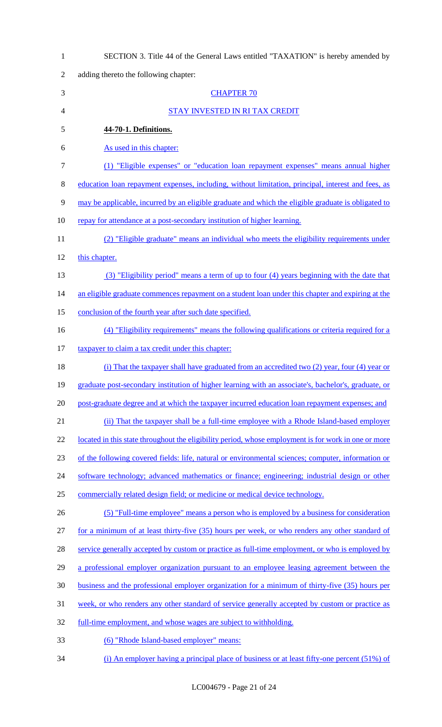SECTION 3. Title 44 of the General Laws entitled "TAXATION" is hereby amended by adding thereto the following chapter:

CHAPTER 70

STAY INVESTED IN RI TAX CREDIT

**44-70-1. Definitions.**

As used in this chapter:

(1) "Eligible expenses" or "education loan repayment expenses" means annual higher education loan repayment expenses, including, without limitation, principal, interest and fees, as may be applicable, incurred by an eligible graduate and which the eligible graduate is obligated to repay for attendance at a post-secondary institution of higher learning.

(2) "Eligible graduate" means an individual who meets the eligibility requirements under this chapter.

(3) "Eligibility period" means a term of up to four (4) years beginning with the date that an eligible graduate commences repayment on a student loan under this chapter and expiring at the conclusion of the fourth year after such date specified.

(4) "Eligibility requirements" means the following qualifications or criteria required for a taxpayer to claim a tax credit under this chapter:

(i) That the taxpayer shall have graduated from an accredited two (2) year, four (4) year or graduate post-secondary institution of higher learning with an associate's, bachelor's, graduate, or post-graduate degree and at which the taxpayer incurred education loan repayment expenses; and

(ii) That the taxpayer shall be a full-time employee with a Rhode Island-based employer located in this state throughout the eligibility period, whose employment is for work in one or more of the following covered fields: life, natural or environmental sciences; computer, information or software technology; advanced mathematics or finance; engineering; industrial design or other commercially related design field; or medicine or medical device technology.

(5) "Full-time employee" means a person who is employed by a business for consideration for a minimum of at least thirty-five (35) hours per week, or who renders any other standard of service generally accepted by custom or practice as full-time employment, or who is employed by a professional employer organization pursuant to an employee leasing agreement between the business and the professional employer organization for a minimum of thirty-five (35) hours per week, or who renders any other standard of service generally accepted by custom or practice as full-time employment, and whose wages are subject to withholding.

(6) "Rhode Island-based employer" means:

(i) An employer having a principal place of business or at least fifty-one percent (51%) of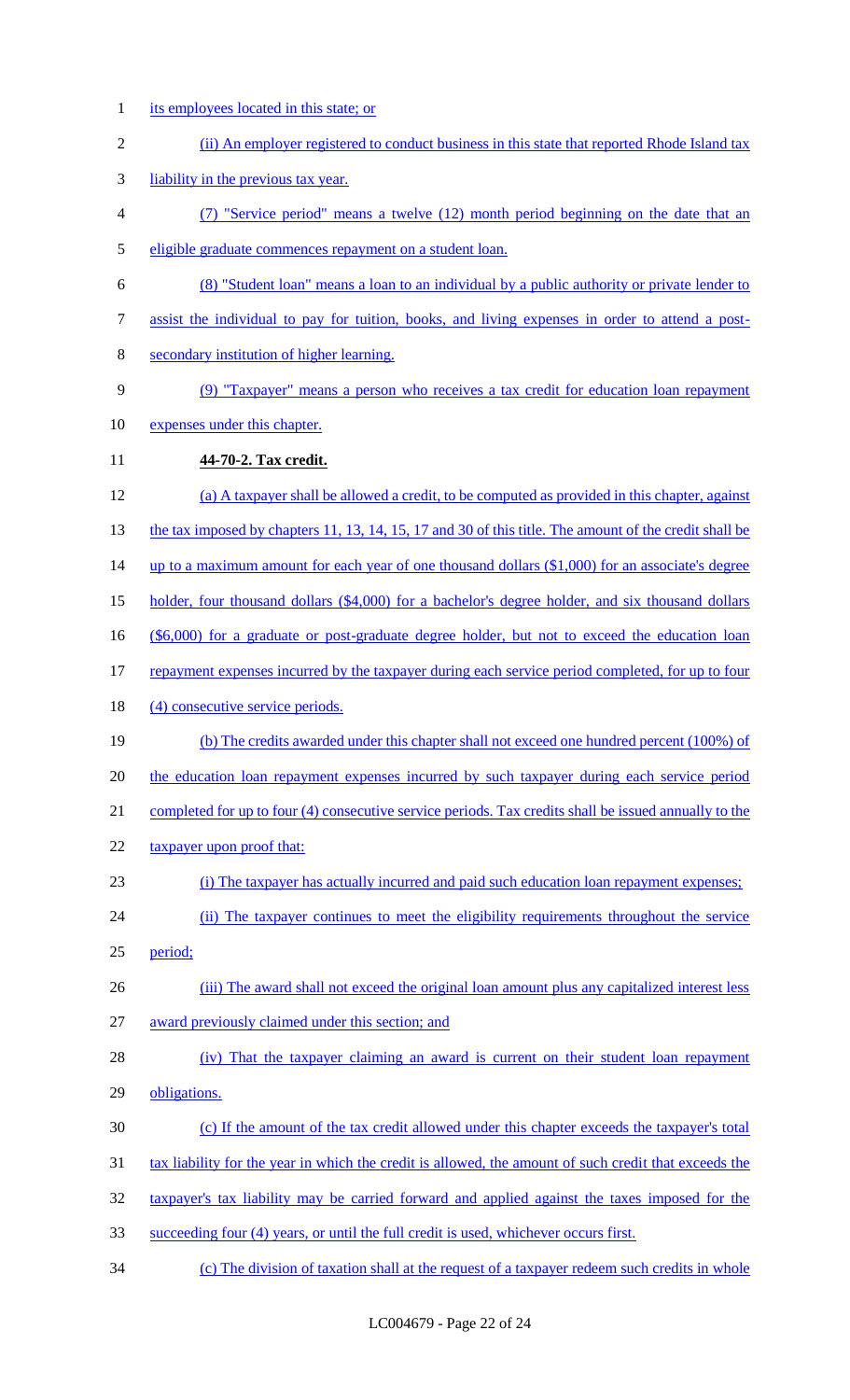its employees located in this state; or

(ii) An employer registered to conduct business in this state that reported Rhode Island tax liability in the previous tax year.

(7) "Service period" means a twelve (12) month period beginning on the date that an eligible graduate commences repayment on a student loan.

(8) "Student loan" means a loan to an individual by a public authority or private lender to assist the individual to pay for tuition, books, and living expenses in order to attend a post-secondary institution of higher learning.

(9) "Taxpayer" means a person who receives a tax credit for education loan repayment expenses under this chapter.

**44-70-2. Tax credit.**

(a) A taxpayer shall be allowed a credit, to be computed as provided in this chapter, against the tax imposed by chapters 11, 13, 14, 15, 17 and 30 of this title. The amount of the credit shall be up to a maximum amount for each year of one thousand dollars ($1,000) for an associate's degree holder, four thousand dollars ($4,000) for a bachelor's degree holder, and six thousand dollars ($6,000) for a graduate or post-graduate degree holder, but not to exceed the education loan repayment expenses incurred by the taxpayer during each service period completed, for up to four (4) consecutive service periods.

(b) The credits awarded under this chapter shall not exceed one hundred percent (100%) of the education loan repayment expenses incurred by such taxpayer during each service period completed for up to four (4) consecutive service periods. Tax credits shall be issued annually to the taxpayer upon proof that:

(i) The taxpayer has actually incurred and paid such education loan repayment expenses;

(ii) The taxpayer continues to meet the eligibility requirements throughout the service period;

(iii) The award shall not exceed the original loan amount plus any capitalized interest less award previously claimed under this section; and

(iv) That the taxpayer claiming an award is current on their student loan repayment obligations.

(c) If the amount of the tax credit allowed under this chapter exceeds the taxpayer's total tax liability for the year in which the credit is allowed, the amount of such credit that exceeds the taxpayer's tax liability may be carried forward and applied against the taxes imposed for the succeeding four (4) years, or until the full credit is used, whichever occurs first.

(c) The division of taxation shall at the request of a taxpayer redeem such credits in whole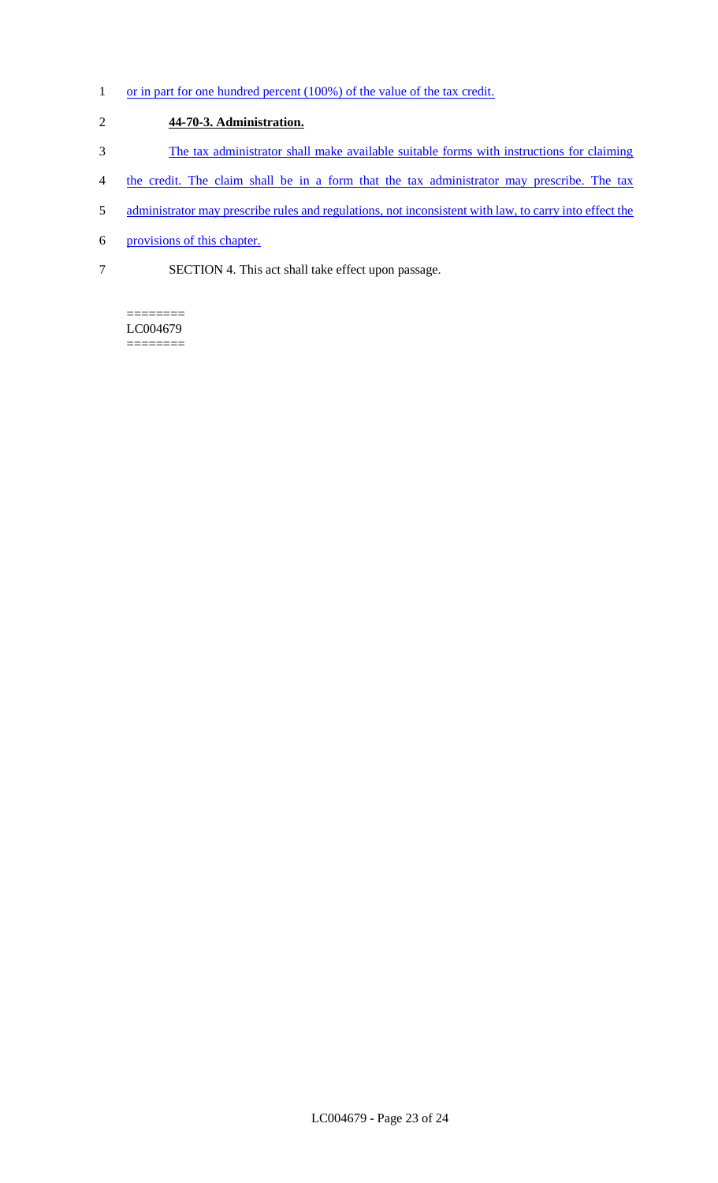or in part for one hundred percent (100%) of the value of the tax credit.

**44-70-3. Administration.**

The tax administrator shall make available suitable forms with instructions for claiming the credit. The claim shall be in a form that the tax administrator may prescribe. The tax administrator may prescribe rules and regulations, not inconsistent with law, to carry into effect the provisions of this chapter.

SECTION 4. This act shall take effect upon passage.

========
LC004679
========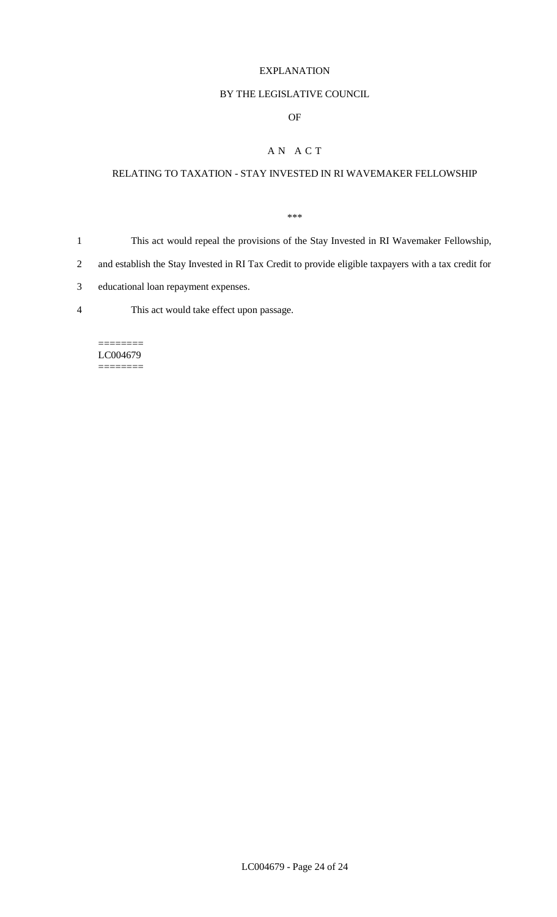EXPLANATION

BY THE LEGISLATIVE COUNCIL

OF

A N A C T

RELATING TO TAXATION - STAY INVESTED IN RI WAVEMAKER FELLOWSHIP

\*\*\*

This act would repeal the provisions of the Stay Invested in RI Wavemaker Fellowship, and establish the Stay Invested in RI Tax Credit to provide eligible taxpayers with a tax credit for educational loan repayment expenses.

This act would take effect upon passage.

========
LC004679
========